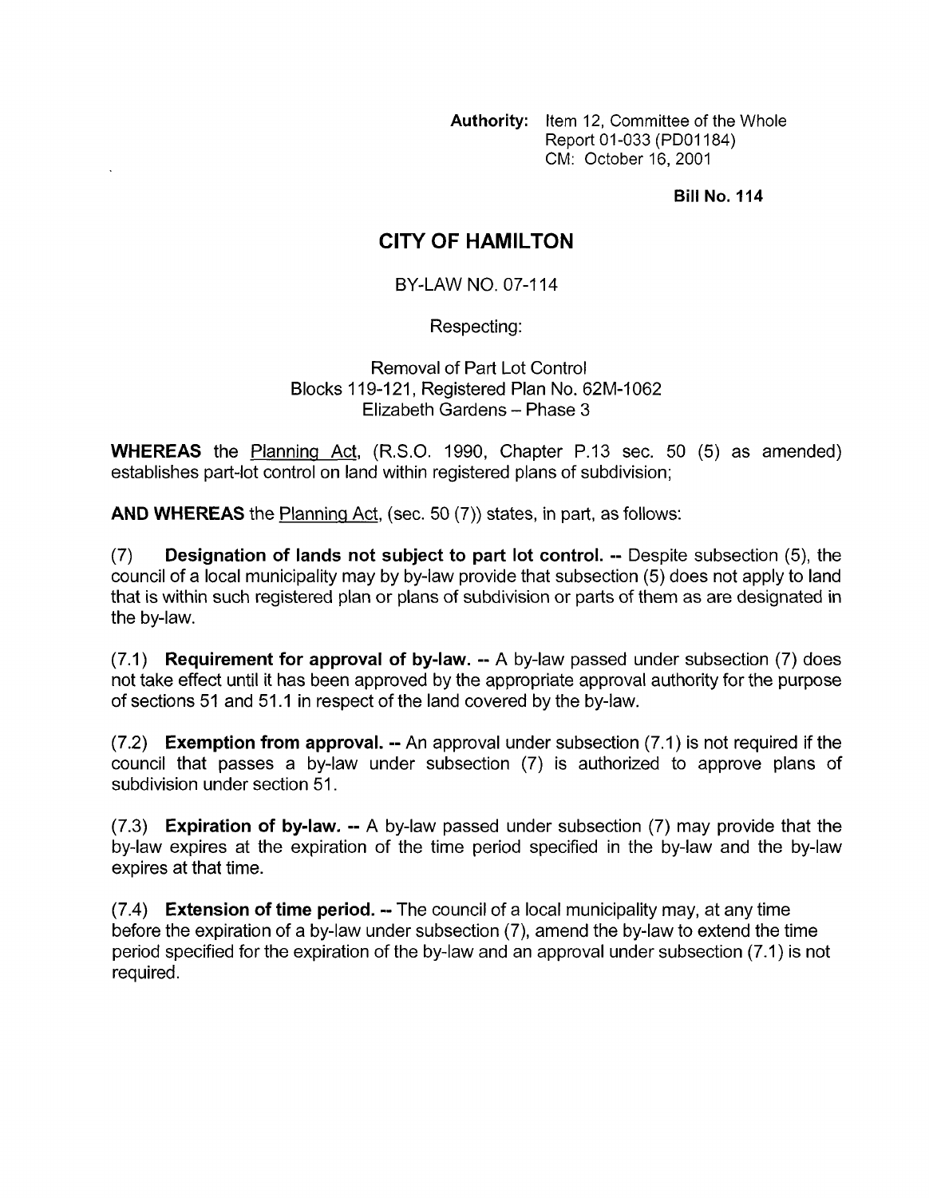**Authority:** Item 12, Committee of the Whole
Report 01-033 (PD01184)
CM: October 16, 2001

**Bill No. 114**

# CITY OF HAMILTON

BY-LAW NO. 07-114

Respecting:

Removal of Part Lot Control
Blocks 119-121, Registered Plan No. 62M-1062
Elizabeth Gardens – Phase 3

**WHEREAS** the Planning Act, (R.S.O. 1990, Chapter P.13 sec. 50 (5) as amended) establishes part-lot control on land within registered plans of subdivision;

**AND WHEREAS** the Planning Act, (sec. 50 (7)) states, in part, as follows:

(7) **Designation of lands not subject to part lot control. --** Despite subsection (5), the council of a local municipality may by by-law provide that subsection (5) does not apply to land that is within such registered plan or plans of subdivision or parts of them as are designated in the by-law.

(7.1) **Requirement for approval of by-law. --** A by-law passed under subsection (7) does not take effect until it has been approved by the appropriate approval authority for the purpose of sections 51 and 51.1 in respect of the land covered by the by-law.

(7.2) **Exemption from approval. --** An approval under subsection (7.1) is not required if the council that passes a by-law under subsection (7) is authorized to approve plans of subdivision under section 51.

(7.3) **Expiration of by-law. --** A by-law passed under subsection (7) may provide that the by-law expires at the expiration of the time period specified in the by-law and the by-law expires at that time.

(7.4) **Extension of time period. --** The council of a local municipality may, at any time before the expiration of a by-law under subsection (7), amend the by-law to extend the time period specified for the expiration of the by-law and an approval under subsection (7.1) is not required.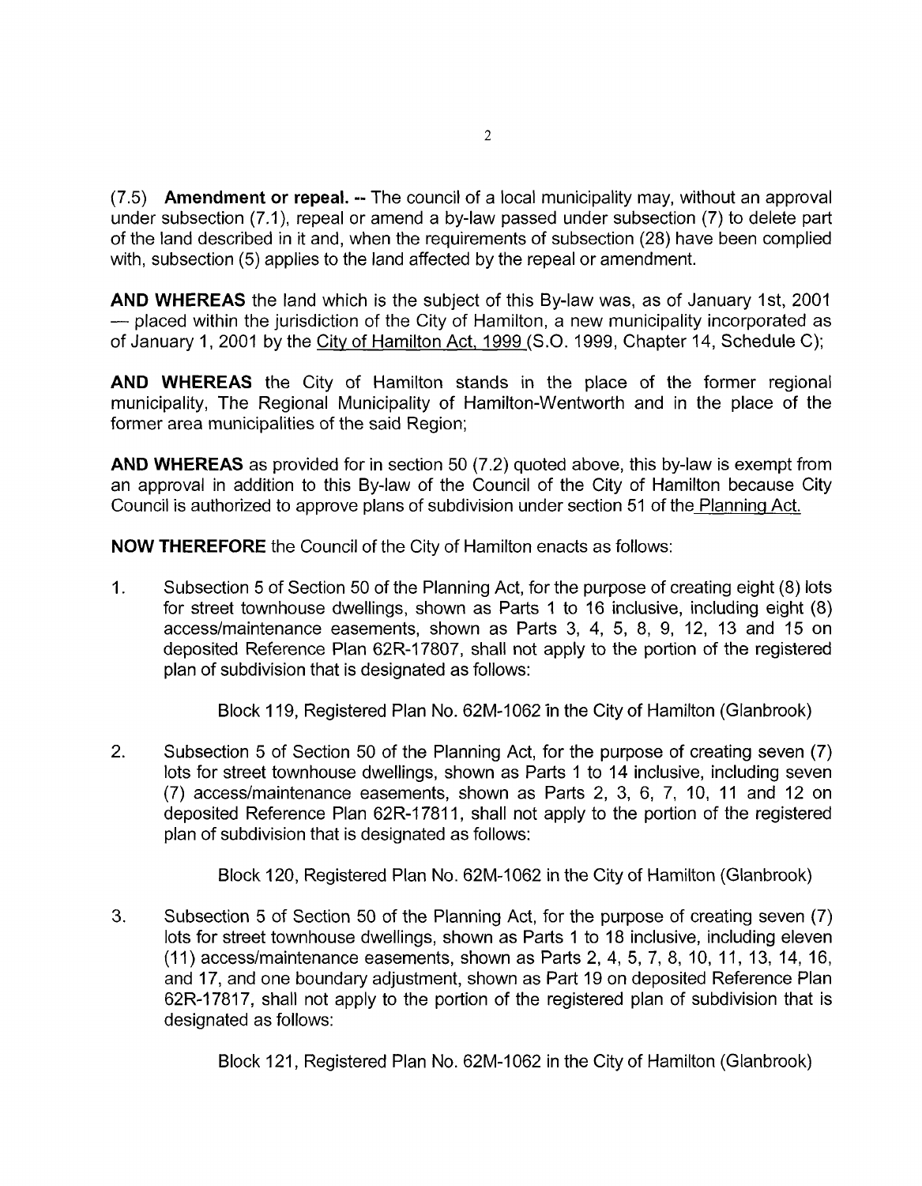(7.5) **Amendment or repeal.** -- The council of a local municipality may, without an approval under subsection (7.1), repeal or amend a by-law passed under subsection (7) to delete part of the land described in it and, when the requirements of subsection (28) have been complied with, subsection (5) applies to the land affected by the repeal or amendment.

**AND WHEREAS** the land which is the subject of this By-law was, as of January 1st, 2001 — placed within the jurisdiction of the City of Hamilton, a new municipality incorporated as of January 1, 2001 by the City of Hamilton Act, 1999 (S.O. 1999, Chapter 14, Schedule C);

**AND WHEREAS** the City of Hamilton stands in the place of the former regional municipality, The Regional Municipality of Hamilton-Wentworth and in the place of the former area municipalities of the said Region;

**AND WHEREAS** as provided for in section 50 (7.2) quoted above, this by-law is exempt from an approval in addition to this By-law of the Council of the City of Hamilton because City Council is authorized to approve plans of subdivision under section 51 of the Planning Act.

**NOW THEREFORE** the Council of the City of Hamilton enacts as follows:

1. Subsection 5 of Section 50 of the Planning Act, for the purpose of creating eight (8) lots for street townhouse dwellings, shown as Parts 1 to 16 inclusive, including eight (8) access/maintenance easements, shown as Parts 3, 4, 5, 8, 9, 12, 13 and 15 on deposited Reference Plan 62R-17807, shall not apply to the portion of the registered plan of subdivision that is designated as follows:

   Block 119, Registered Plan No. 62M-1062 in the City of Hamilton (Glanbrook)

2. Subsection 5 of Section 50 of the Planning Act, for the purpose of creating seven (7) lots for street townhouse dwellings, shown as Parts 1 to 14 inclusive, including seven (7) access/maintenance easements, shown as Parts 2, 3, 6, 7, 10, 11 and 12 on deposited Reference Plan 62R-17811, shall not apply to the portion of the registered plan of subdivision that is designated as follows:

   Block 120, Registered Plan No. 62M-1062 in the City of Hamilton (Glanbrook)

3. Subsection 5 of Section 50 of the Planning Act, for the purpose of creating seven (7) lots for street townhouse dwellings, shown as Parts 1 to 18 inclusive, including eleven (11) access/maintenance easements, shown as Parts 2, 4, 5, 7, 8, 10, 11, 13, 14, 16, and 17, and one boundary adjustment, shown as Part 19 on deposited Reference Plan 62R-17817, shall not apply to the portion of the registered plan of subdivision that is designated as follows:

   Block 121, Registered Plan No. 62M-1062 in the City of Hamilton (Glanbrook)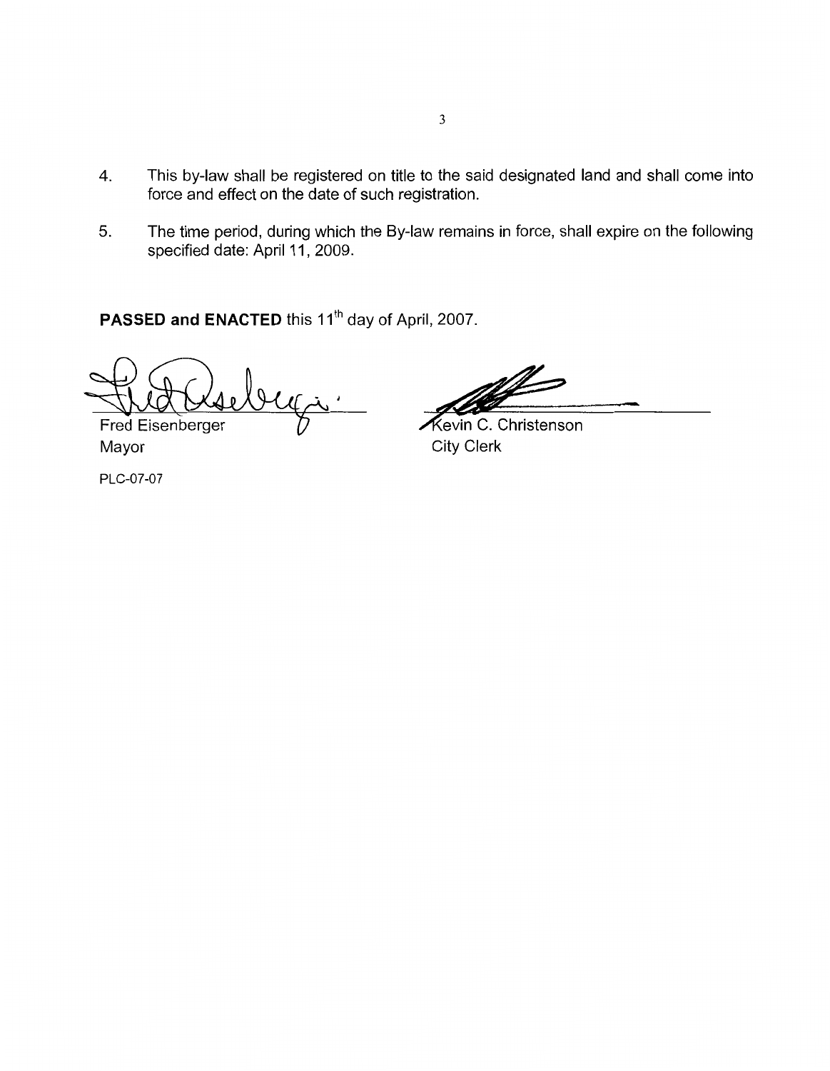4. This by-law shall be registered on title to the said designated land and shall come into force and effect on the date of such registration.

5. The time period, during which the By-law remains in force, shall expire on the following specified date: April 11, 2009.

**PASSED and ENACTED** this 11th day of April, 2007.

Fred Eisenberger
Mayor

Kevin C. Christenson
City Clerk

PLC-07-07